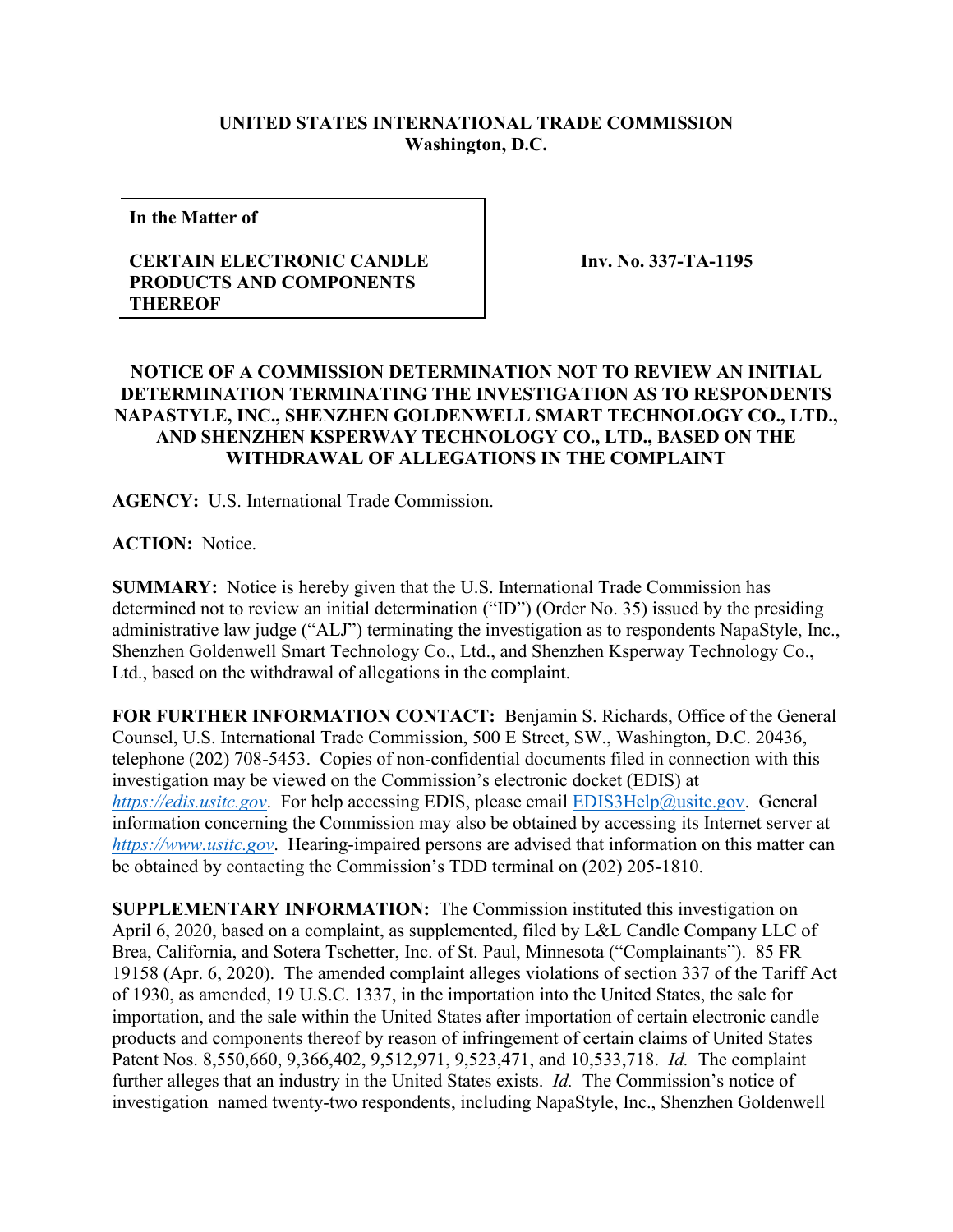**UNITED STATES INTERNATIONAL TRADE COMMISSION**
**Washington, D.C.**

| In the Matter of<br><br>**CERTAIN ELECTRONIC CANDLE PRODUCTS AND COMPONENTS THEREOF** | **Inv. No. 337-TA-1195** |
|---|---|

**NOTICE OF A COMMISSION DETERMINATION NOT TO REVIEW AN INITIAL DETERMINATION TERMINATING THE INVESTIGATION AS TO RESPONDENTS NAPASTYLE, INC., SHENZHEN GOLDENWELL SMART TECHNOLOGY CO., LTD., AND SHENZHEN KSPERWAY TECHNOLOGY CO., LTD., BASED ON THE WITHDRAWAL OF ALLEGATIONS IN THE COMPLAINT**

**AGENCY:** U.S. International Trade Commission.

**ACTION:** Notice.

**SUMMARY:** Notice is hereby given that the U.S. International Trade Commission has determined not to review an initial determination ("ID") (Order No. 35) issued by the presiding administrative law judge ("ALJ") terminating the investigation as to respondents NapaStyle, Inc., Shenzhen Goldenwell Smart Technology Co., Ltd., and Shenzhen Ksperway Technology Co., Ltd., based on the withdrawal of allegations in the complaint.

**FOR FURTHER INFORMATION CONTACT:** Benjamin S. Richards, Office of the General Counsel, U.S. International Trade Commission, 500 E Street, SW., Washington, D.C. 20436, telephone (202) 708-5453. Copies of non-confidential documents filed in connection with this investigation may be viewed on the Commission's electronic docket (EDIS) at *https://edis.usitc.gov*. For help accessing EDIS, please email EDIS3Help@usitc.gov. General information concerning the Commission may also be obtained by accessing its Internet server at *https://www.usitc.gov*. Hearing-impaired persons are advised that information on this matter can be obtained by contacting the Commission's TDD terminal on (202) 205-1810.

**SUPPLEMENTARY INFORMATION:** The Commission instituted this investigation on April 6, 2020, based on a complaint, as supplemented, filed by L&L Candle Company LLC of Brea, California, and Sotera Tschetter, Inc. of St. Paul, Minnesota ("Complainants"). 85 FR 19158 (Apr. 6, 2020). The amended complaint alleges violations of section 337 of the Tariff Act of 1930, as amended, 19 U.S.C. 1337, in the importation into the United States, the sale for importation, and the sale within the United States after importation of certain electronic candle products and components thereof by reason of infringement of certain claims of United States Patent Nos. 8,550,660, 9,366,402, 9,512,971, 9,523,471, and 10,533,718. *Id.* The complaint further alleges that an industry in the United States exists. *Id.* The Commission's notice of investigation named twenty-two respondents, including NapaStyle, Inc., Shenzhen Goldenwell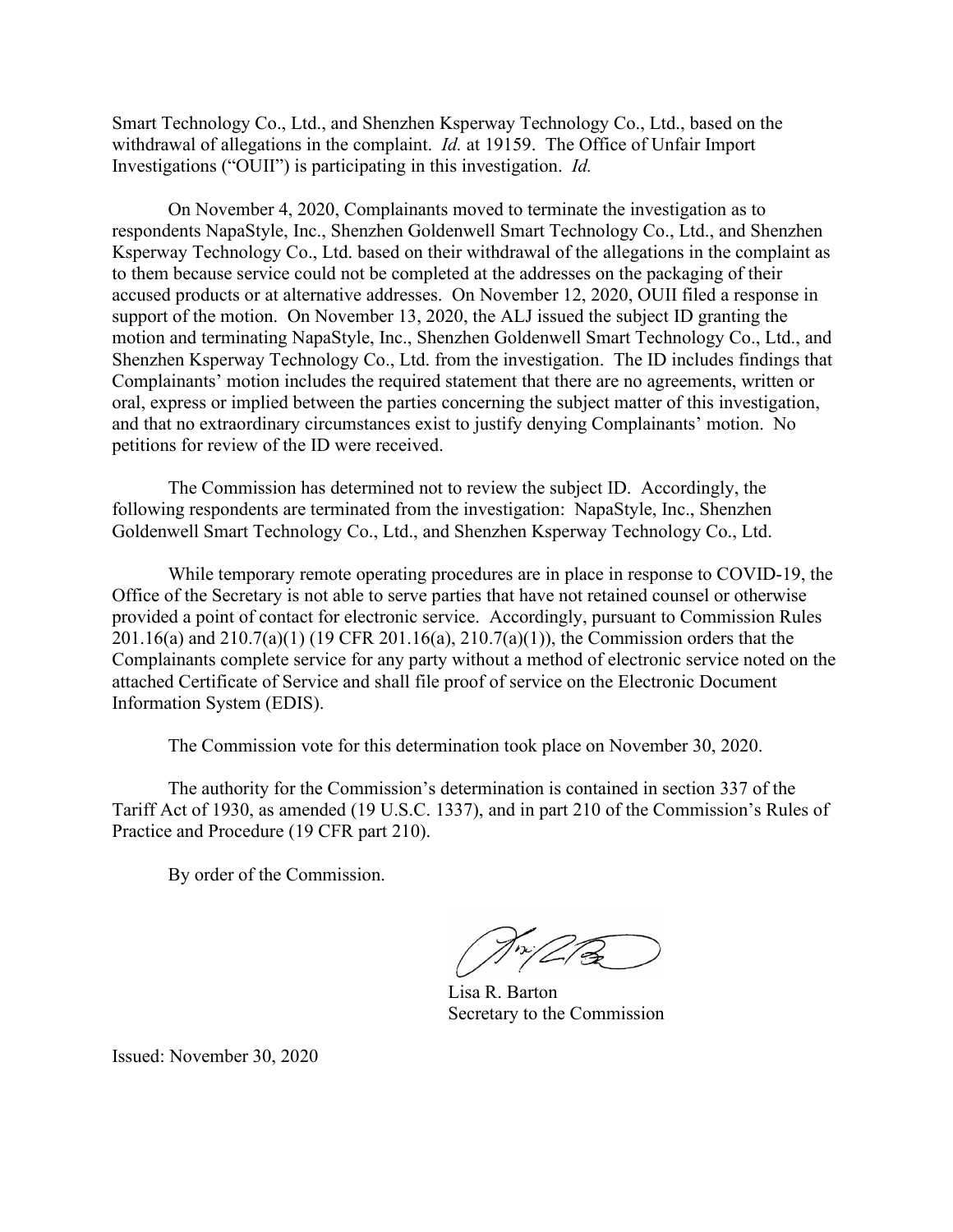Smart Technology Co., Ltd., and Shenzhen Ksperway Technology Co., Ltd., based on the withdrawal of allegations in the complaint. *Id.* at 19159. The Office of Unfair Import Investigations ("OUII") is participating in this investigation. *Id.*

On November 4, 2020, Complainants moved to terminate the investigation as to respondents NapaStyle, Inc., Shenzhen Goldenwell Smart Technology Co., Ltd., and Shenzhen Ksperway Technology Co., Ltd. based on their withdrawal of the allegations in the complaint as to them because service could not be completed at the addresses on the packaging of their accused products or at alternative addresses. On November 12, 2020, OUII filed a response in support of the motion. On November 13, 2020, the ALJ issued the subject ID granting the motion and terminating NapaStyle, Inc., Shenzhen Goldenwell Smart Technology Co., Ltd., and Shenzhen Ksperway Technology Co., Ltd. from the investigation. The ID includes findings that Complainants' motion includes the required statement that there are no agreements, written or oral, express or implied between the parties concerning the subject matter of this investigation, and that no extraordinary circumstances exist to justify denying Complainants' motion. No petitions for review of the ID were received.

The Commission has determined not to review the subject ID. Accordingly, the following respondents are terminated from the investigation: NapaStyle, Inc., Shenzhen Goldenwell Smart Technology Co., Ltd., and Shenzhen Ksperway Technology Co., Ltd.

While temporary remote operating procedures are in place in response to COVID-19, the Office of the Secretary is not able to serve parties that have not retained counsel or otherwise provided a point of contact for electronic service. Accordingly, pursuant to Commission Rules 201.16(a) and 210.7(a)(1) (19 CFR 201.16(a), 210.7(a)(1)), the Commission orders that the Complainants complete service for any party without a method of electronic service noted on the attached Certificate of Service and shall file proof of service on the Electronic Document Information System (EDIS).

The Commission vote for this determination took place on November 30, 2020.

The authority for the Commission's determination is contained in section 337 of the Tariff Act of 1930, as amended (19 U.S.C. 1337), and in part 210 of the Commission's Rules of Practice and Procedure (19 CFR part 210).

By order of the Commission.

Lisa R. Barton
Secretary to the Commission

Issued: November 30, 2020